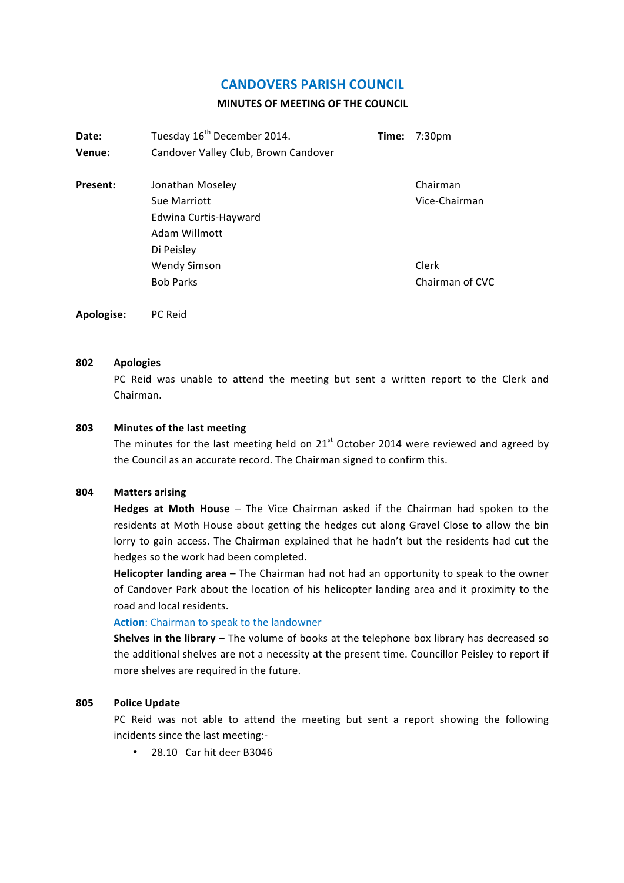# CANDOVERS PARISH COUNCIL

## MINUTES OF MEETING OF THE COUNCIL

| | | | |
|---|---|---|---|
| **Date:** | Tuesday 16th December 2014. | **Time:** | 7:30pm |
| **Venue:** | Candover Valley Club, Brown Candover | | |

| | | |
|---|---|---|
| **Present:** | Jonathan Moseley | Chairman |
| | Sue Marriott | Vice-Chairman |
| | Edwina Curtis-Hayward | |
| | Adam Willmott | |
| | Di Peisley | |
| | Wendy Simson | Clerk |
| | Bob Parks | Chairman of CVC |

**Apologise:** PC Reid

### 802 Apologies

PC Reid was unable to attend the meeting but sent a written report to the Clerk and Chairman.

### 803 Minutes of the last meeting

The minutes for the last meeting held on 21st October 2014 were reviewed and agreed by the Council as an accurate record. The Chairman signed to confirm this.

### 804 Matters arising

**Hedges at Moth House** – The Vice Chairman asked if the Chairman had spoken to the residents at Moth House about getting the hedges cut along Gravel Close to allow the bin lorry to gain access. The Chairman explained that he hadn't but the residents had cut the hedges so the work had been completed.

**Helicopter landing area** – The Chairman had not had an opportunity to speak to the owner of Candover Park about the location of his helicopter landing area and it proximity to the road and local residents.

**Action**: Chairman to speak to the landowner

**Shelves in the library** – The volume of books at the telephone box library has decreased so the additional shelves are not a necessity at the present time. Councillor Peisley to report if more shelves are required in the future.

### 805 Police Update

PC Reid was not able to attend the meeting but sent a report showing the following incidents since the last meeting:-

- 28.10 Car hit deer B3046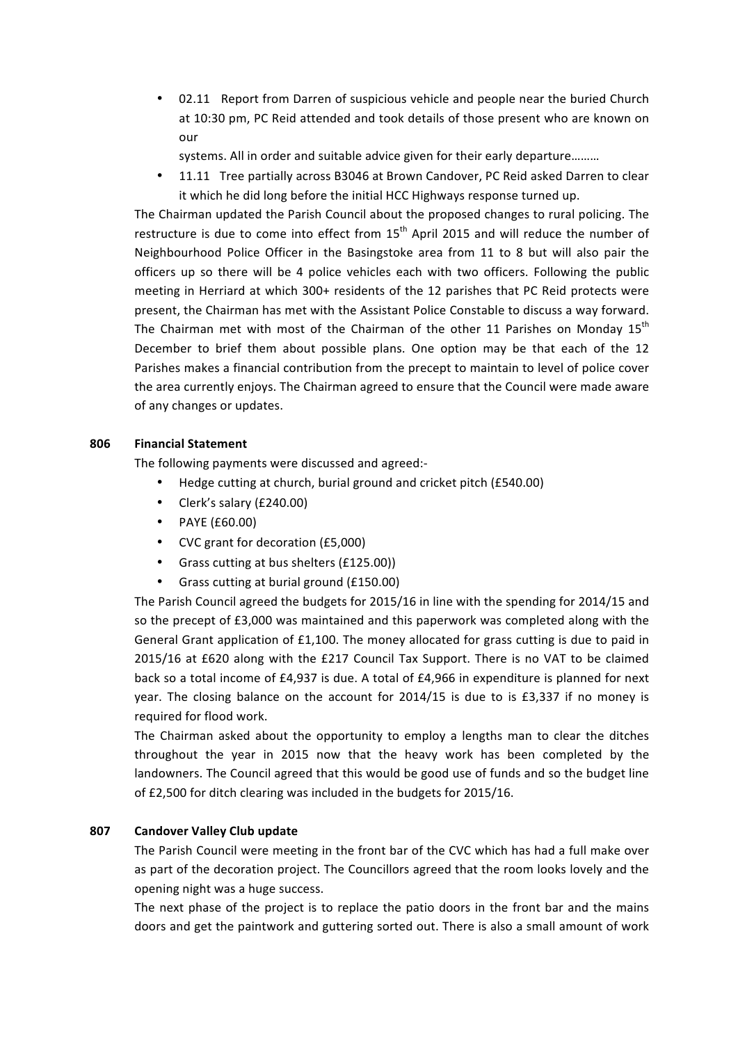- 02.11 Report from Darren of suspicious vehicle and people near the buried Church at 10:30 pm, PC Reid attended and took details of those present who are known on our

  systems. All in order and suitable advice given for their early departure………
- 11.11 Tree partially across B3046 at Brown Candover, PC Reid asked Darren to clear it which he did long before the initial HCC Highways response turned up.

The Chairman updated the Parish Council about the proposed changes to rural policing. The restructure is due to come into effect from 15th April 2015 and will reduce the number of Neighbourhood Police Officer in the Basingstoke area from 11 to 8 but will also pair the officers up so there will be 4 police vehicles each with two officers. Following the public meeting in Herriard at which 300+ residents of the 12 parishes that PC Reid protects were present, the Chairman has met with the Assistant Police Constable to discuss a way forward. The Chairman met with most of the Chairman of the other 11 Parishes on Monday 15th December to brief them about possible plans. One option may be that each of the 12 Parishes makes a financial contribution from the precept to maintain to level of police cover the area currently enjoys. The Chairman agreed to ensure that the Council were made aware of any changes or updates.

**806 Financial Statement**

The following payments were discussed and agreed:-

- Hedge cutting at church, burial ground and cricket pitch (£540.00)
- Clerk's salary (£240.00)
- PAYE (£60.00)
- CVC grant for decoration (£5,000)
- Grass cutting at bus shelters (£125.00))
- Grass cutting at burial ground (£150.00)

The Parish Council agreed the budgets for 2015/16 in line with the spending for 2014/15 and so the precept of £3,000 was maintained and this paperwork was completed along with the General Grant application of £1,100. The money allocated for grass cutting is due to paid in 2015/16 at £620 along with the £217 Council Tax Support. There is no VAT to be claimed back so a total income of £4,937 is due. A total of £4,966 in expenditure is planned for next year. The closing balance on the account for 2014/15 is due to is £3,337 if no money is required for flood work.

The Chairman asked about the opportunity to employ a lengths man to clear the ditches throughout the year in 2015 now that the heavy work has been completed by the landowners. The Council agreed that this would be good use of funds and so the budget line of £2,500 for ditch clearing was included in the budgets for 2015/16.

**807 Candover Valley Club update**

The Parish Council were meeting in the front bar of the CVC which has had a full make over as part of the decoration project. The Councillors agreed that the room looks lovely and the opening night was a huge success.

The next phase of the project is to replace the patio doors in the front bar and the mains doors and get the paintwork and guttering sorted out. There is also a small amount of work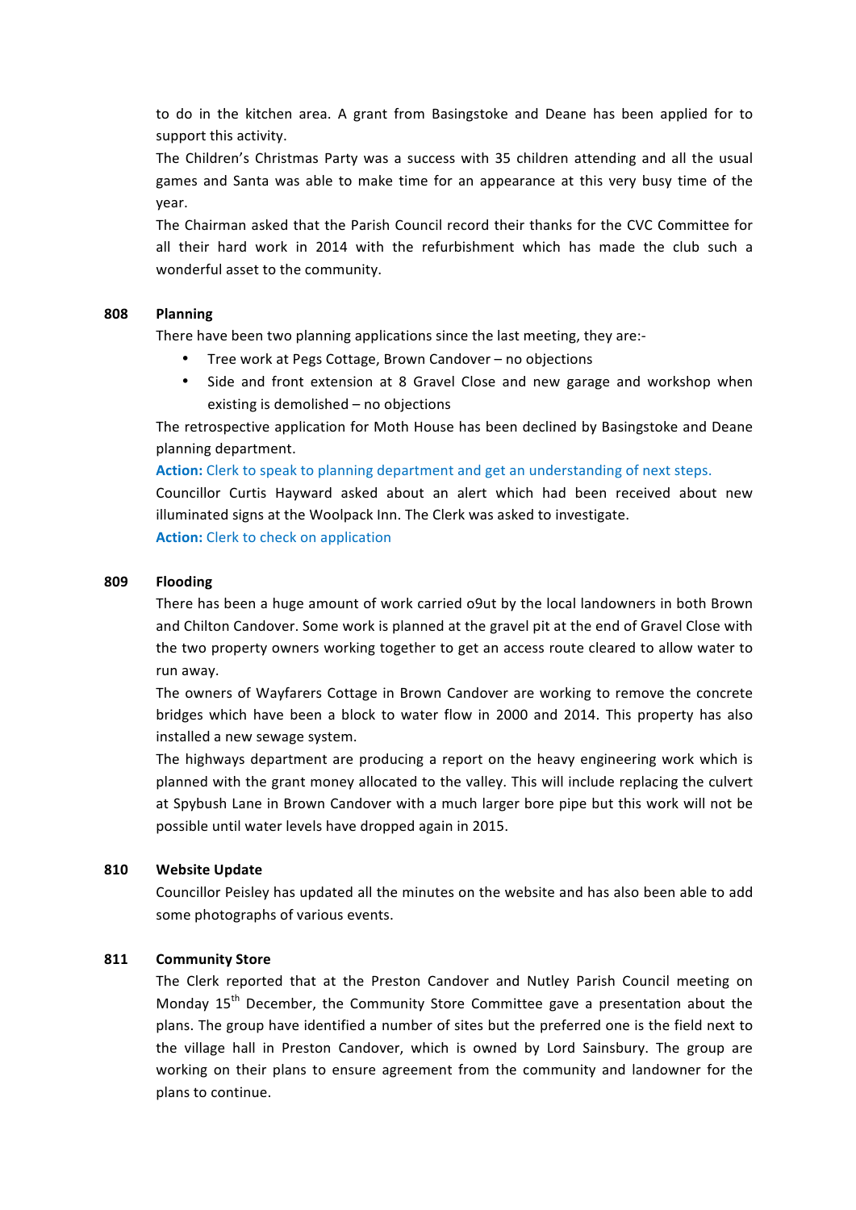to do in the kitchen area. A grant from Basingstoke and Deane has been applied for to support this activity.

The Children's Christmas Party was a success with 35 children attending and all the usual games and Santa was able to make time for an appearance at this very busy time of the year.

The Chairman asked that the Parish Council record their thanks for the CVC Committee for all their hard work in 2014 with the refurbishment which has made the club such a wonderful asset to the community.

**808 Planning**

There have been two planning applications since the last meeting, they are:-

- Tree work at Pegs Cottage, Brown Candover – no objections
- Side and front extension at 8 Gravel Close and new garage and workshop when existing is demolished – no objections

The retrospective application for Moth House has been declined by Basingstoke and Deane planning department.

**Action:** Clerk to speak to planning department and get an understanding of next steps.

Councillor Curtis Hayward asked about an alert which had been received about new illuminated signs at the Woolpack Inn. The Clerk was asked to investigate.

**Action:** Clerk to check on application

**809 Flooding**

There has been a huge amount of work carried o9ut by the local landowners in both Brown and Chilton Candover. Some work is planned at the gravel pit at the end of Gravel Close with the two property owners working together to get an access route cleared to allow water to run away.

The owners of Wayfarers Cottage in Brown Candover are working to remove the concrete bridges which have been a block to water flow in 2000 and 2014. This property has also installed a new sewage system.

The highways department are producing a report on the heavy engineering work which is planned with the grant money allocated to the valley. This will include replacing the culvert at Spybush Lane in Brown Candover with a much larger bore pipe but this work will not be possible until water levels have dropped again in 2015.

**810 Website Update**

Councillor Peisley has updated all the minutes on the website and has also been able to add some photographs of various events.

**811 Community Store**

The Clerk reported that at the Preston Candover and Nutley Parish Council meeting on Monday 15th December, the Community Store Committee gave a presentation about the plans. The group have identified a number of sites but the preferred one is the field next to the village hall in Preston Candover, which is owned by Lord Sainsbury. The group are working on their plans to ensure agreement from the community and landowner for the plans to continue.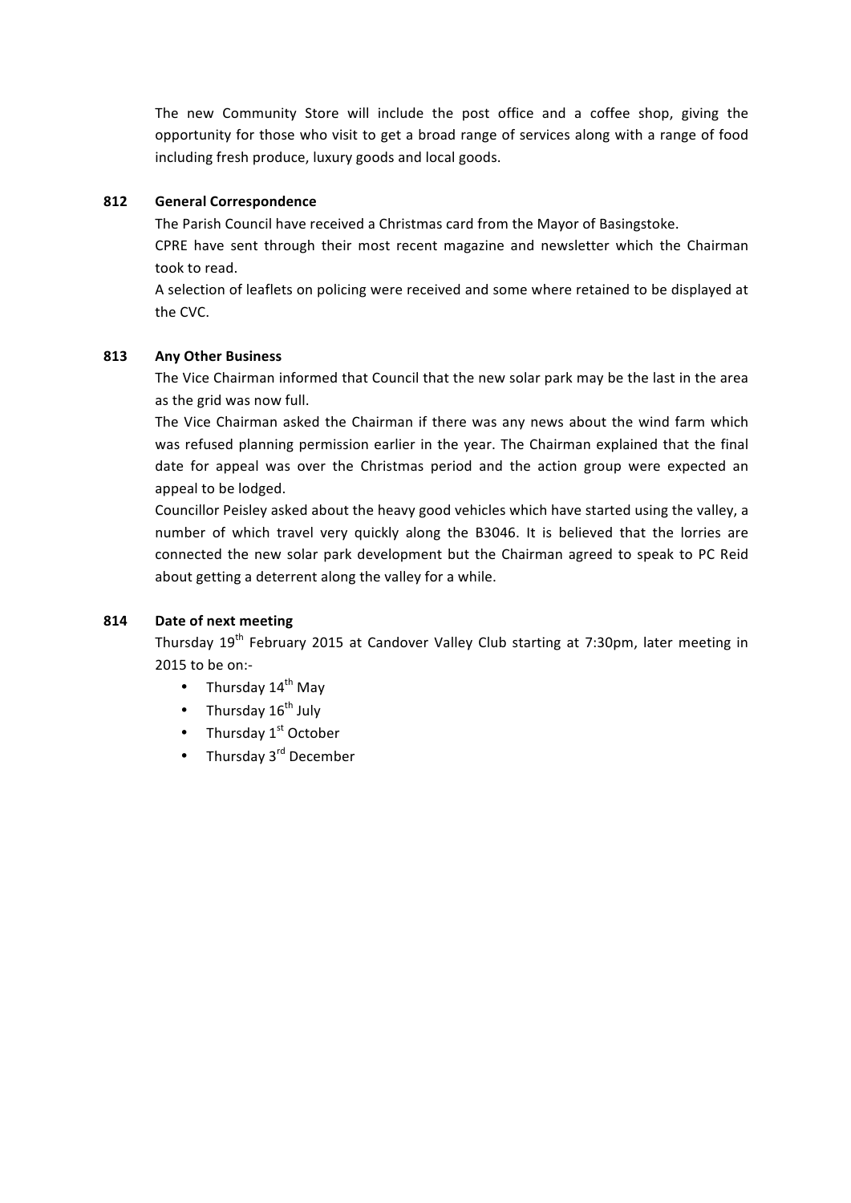The new Community Store will include the post office and a coffee shop, giving the opportunity for those who visit to get a broad range of services along with a range of food including fresh produce, luxury goods and local goods.

**812 General Correspondence**

The Parish Council have received a Christmas card from the Mayor of Basingstoke.

CPRE have sent through their most recent magazine and newsletter which the Chairman took to read.

A selection of leaflets on policing were received and some where retained to be displayed at the CVC.

**813 Any Other Business**

The Vice Chairman informed that Council that the new solar park may be the last in the area as the grid was now full.

The Vice Chairman asked the Chairman if there was any news about the wind farm which was refused planning permission earlier in the year. The Chairman explained that the final date for appeal was over the Christmas period and the action group were expected an appeal to be lodged.

Councillor Peisley asked about the heavy good vehicles which have started using the valley, a number of which travel very quickly along the B3046. It is believed that the lorries are connected the new solar park development but the Chairman agreed to speak to PC Reid about getting a deterrent along the valley for a while.

**814 Date of next meeting**

Thursday 19th February 2015 at Candover Valley Club starting at 7:30pm, later meeting in 2015 to be on:-

- Thursday 14th May
- Thursday 16th July
- Thursday 1st October
- Thursday 3rd December